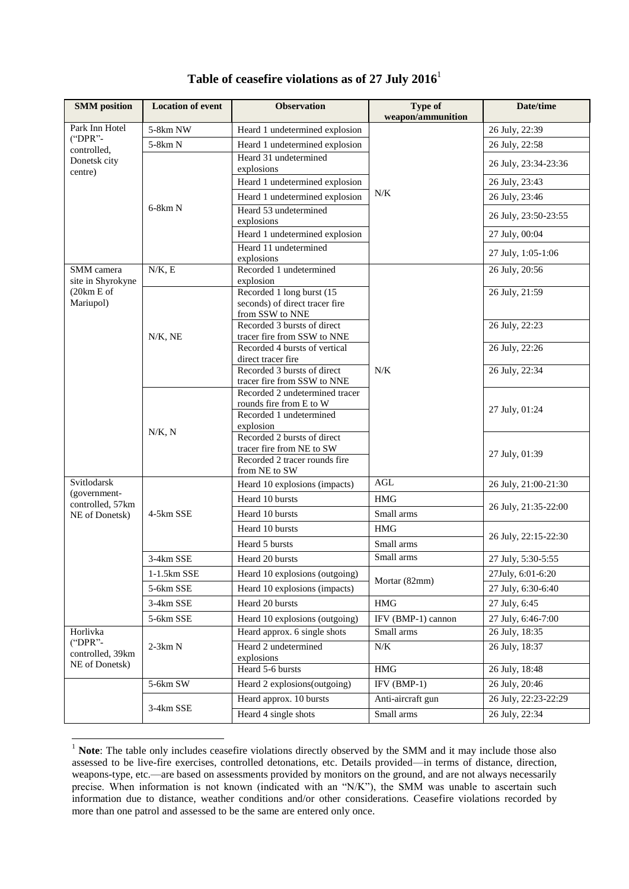# Table of ceasefire violations as of 27 July 2016[1]

| SMM position | Location of event | Observation | Type of weapon/ammunition | Date/time |
|---|---|---|---|---|
| Park Inn Hotel ("DPR"-controlled, Donetsk city centre) | 5-8km NW | Heard 1 undetermined explosion | N/K | 26 July, 22:39 |
| | 5-8km N | Heard 1 undetermined explosion | | 26 July, 22:58 |
| | 6-8km N | Heard 31 undetermined explosions | | 26 July, 23:34-23:36 |
| | | Heard 1 undetermined explosion | | 26 July, 23:43 |
| | | Heard 1 undetermined explosion | | 26 July, 23:46 |
| | | Heard 53 undetermined explosions | | 26 July, 23:50-23:55 |
| | | Heard 1 undetermined explosion | | 27 July, 00:04 |
| | | Heard 11 undetermined explosions | | 27 July, 1:05-1:06 |
| SMM camera site in Shyrokyne (20km E of Mariupol) | N/K, E | Recorded 1 undetermined explosion | N/K | 26 July, 20:56 |
| | N/K, NE | Recorded 1 long burst (15 seconds) of direct tracer fire from SSW to NNE | | 26 July, 21:59 |
| | | Recorded 3 bursts of direct tracer fire from SSW to NNE | | 26 July, 22:23 |
| | | Recorded 4 bursts of vertical direct tracer fire | | 26 July, 22:26 |
| | | Recorded 3 bursts of direct tracer fire from SSW to NNE | | 26 July, 22:34 |
| | N/K, N | Recorded 2 undetermined tracer rounds fire from E to W | | 27 July, 01:24 |
| | | Recorded 1 undetermined explosion | | |
| | | Recorded 2 bursts of direct tracer fire from NE to SW | | 27 July, 01:39 |
| | | Recorded 2 tracer rounds fire from NE to SW | | |
| Svitlodarsk (government-controlled, 57km NE of Donetsk) | 4-5km SSE | Heard 10 explosions (impacts) | AGL | 26 July, 21:00-21:30 |
| | | Heard 10 bursts | HMG | 26 July, 21:35-22:00 |
| | | Heard 10 bursts | Small arms | |
| | | Heard 10 bursts | HMG | 26 July, 22:15-22:30 |
| | | Heard 5 bursts | Small arms | |
| | 3-4km SSE | Heard 20 bursts | Small arms | 27 July, 5:30-5:55 |
| | 1-1.5km SSE | Heard 10 explosions (outgoing) | Mortar (82mm) | 27July, 6:01-6:20 |
| | 5-6km SSE | Heard 10 explosions (impacts) | | 27 July, 6:30-6:40 |
| | 3-4km SSE | Heard 20 bursts | HMG | 27 July, 6:45 |
| | 5-6km SSE | Heard 10 explosions (outgoing) | IFV (BMP-1) cannon | 27 July, 6:46-7:00 |
| Horlivka ("DPR"-controlled, 39km NE of Donetsk) | 2-3km N | Heard approx. 6 single shots | Small arms | 26 July, 18:35 |
| | | Heard 2 undetermined explosions | N/K | 26 July, 18:37 |
| | | Heard 5-6 bursts | HMG | 26 July, 18:48 |
| | 5-6km SW | Heard 2 explosions(outgoing) | IFV (BMP-1) | 26 July, 20:46 |
| | 3-4km SSE | Heard approx. 10 bursts | Anti-aircraft gun | 26 July, 22:23-22:29 |
| | | Heard 4 single shots | Small arms | 26 July, 22:34 |

[1] **Note**: The table only includes ceasefire violations directly observed by the SMM and it may include those also assessed to be live-fire exercises, controlled detonations, etc. Details provided—in terms of distance, direction, weapons-type, etc.—are based on assessments provided by monitors on the ground, and are not always necessarily precise. When information is not known (indicated with an "N/K"), the SMM was unable to ascertain such information due to distance, weather conditions and/or other considerations. Ceasefire violations recorded by more than one patrol and assessed to be the same are entered only once.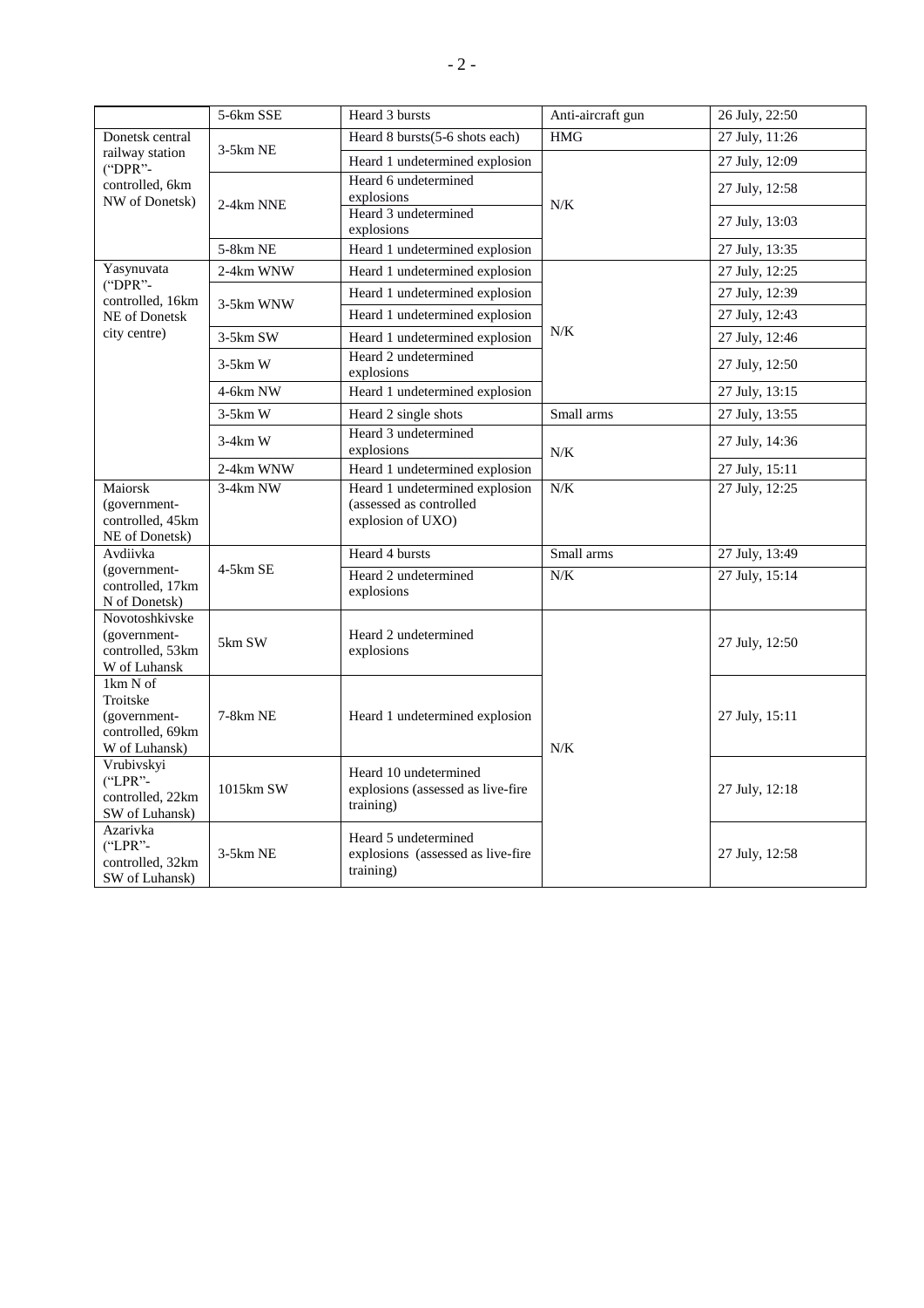| | | | | |
|---|---|---|---|---|
| | 5-6km SSE | Heard 3 bursts | Anti-aircraft gun | 26 July, 22:50 |
| Donetsk central railway station ("DPR"-controlled, 6km NW of Donetsk) | 3-5km NE | Heard 8 bursts(5-6 shots each) | HMG | 27 July, 11:26 |
| | | Heard 1 undetermined explosion | N/K | 27 July, 12:09 |
| | 2-4km NNE | Heard 6 undetermined explosions | | 27 July, 12:58 |
| | | Heard 3 undetermined explosions | | 27 July, 13:03 |
| | 5-8km NE | Heard 1 undetermined explosion | | 27 July, 13:35 |
| Yasynuvata ("DPR"-controlled, 16km NE of Donetsk city centre) | 2-4km WNW | Heard 1 undetermined explosion | N/K | 27 July, 12:25 |
| | 3-5km WNW | Heard 1 undetermined explosion | | 27 July, 12:39 |
| | | Heard 1 undetermined explosion | | 27 July, 12:43 |
| | 3-5km SW | Heard 1 undetermined explosion | | 27 July, 12:46 |
| | 3-5km W | Heard 2 undetermined explosions | | 27 July, 12:50 |
| | 4-6km NW | Heard 1 undetermined explosion | | 27 July, 13:15 |
| | 3-5km W | Heard 2 single shots | Small arms | 27 July, 13:55 |
| | 3-4km W | Heard 3 undetermined explosions | N/K | 27 July, 14:36 |
| | 2-4km WNW | Heard 1 undetermined explosion | | 27 July, 15:11 |
| Maiorsk (government-controlled, 45km NE of Donetsk) | 3-4km NW | Heard 1 undetermined explosion (assessed as controlled explosion of UXO) | N/K | 27 July, 12:25 |
| Avdiivka (government-controlled, 17km N of Donetsk) | 4-5km SE | Heard 4 bursts | Small arms | 27 July, 13:49 |
| | | Heard 2 undetermined explosions | N/K | 27 July, 15:14 |
| Novotoshkivske (government-controlled, 53km W of Luhansk | 5km SW | Heard 2 undetermined explosions | N/K | 27 July, 12:50 |
| 1km N of Troitske (government-controlled, 69km W of Luhansk) | 7-8km NE | Heard 1 undetermined explosion | | 27 July, 15:11 |
| Vrubivskyi ("LPR"-controlled, 22km SW of Luhansk) | 1015km SW | Heard 10 undetermined explosions (assessed as live-fire training) | | 27 July, 12:18 |
| Azarivka ("LPR"-controlled, 32km SW of Luhansk) | 3-5km NE | Heard 5 undetermined explosions (assessed as live-fire training) | | 27 July, 12:58 |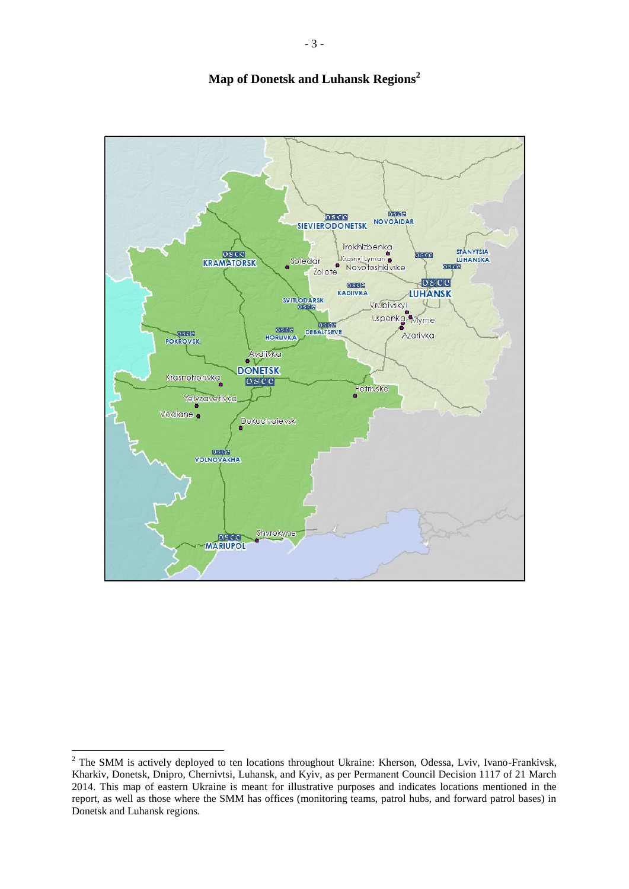## Map of Donetsk and Luhansk Regions[2]

SIEVIERODONETSK
NOVOAIDAR
Trokhizbenka
Krasnyi Lyman
Novotoshkivske
STANYTSIA LUHANSKA
KRAMATORSK
Soledar
Zolote
KADIIVKA
LUHANSK
SVITLODARSK
Vrubivskyi
Uspenka
Myrne
POKROVSK
HORLIVKA
DEBALTSEVE
Azarivka
Avdiivka
DONETSK
Krasnohorivka
Petrivske
Yelyzavetivka
Vodiane
Dokuchaievsk
VOLNOVAKHA
Shyrokyne
MARIUPOL

[2] The SMM is actively deployed to ten locations throughout Ukraine: Kherson, Odessa, Lviv, Ivano-Frankivsk, Kharkiv, Donetsk, Dnipro, Chernivtsi, Luhansk, and Kyiv, as per Permanent Council Decision 1117 of 21 March 2014. This map of eastern Ukraine is meant for illustrative purposes and indicates locations mentioned in the report, as well as those where the SMM has offices (monitoring teams, patrol hubs, and forward patrol bases) in Donetsk and Luhansk regions.